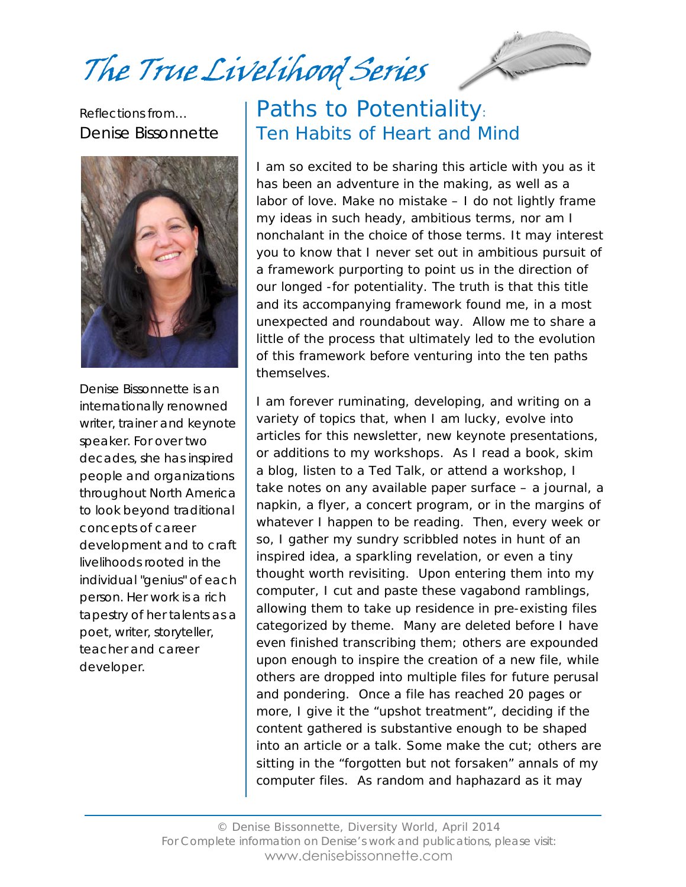# The True Livelihood Series

Reflections from…

Denise Bissonnette

Denise Bissonnette is an internationally renowned writer, trainer and keynote speaker. For over two decades, she has inspired people and organizations throughout North America to look beyond traditional concepts of career development and to craft livelihoods rooted in the individual "genius" of each person. Her work is a rich tapestry of her talents as a poet, writer, storyteller, teacher and career developer.

## Paths to Potentiality: Ten Habits of Heart and Mind

I am so excited to be sharing this article with you as it has been an adventure in the making, as well as a labor of love. Make no mistake – I do not lightly frame my ideas in such heady, ambitious terms, nor am I nonchalant in the choice of those terms. It may interest you to know that I never set out in ambitious pursuit of a framework purporting to point us in the direction of our longed -for potentiality. The truth is that this title and its accompanying framework found me, in a most unexpected and roundabout way. Allow me to share a little of the process that ultimately led to the evolution of this framework before venturing into the ten paths themselves.

I am forever ruminating, developing, and writing on a variety of topics that, when I am lucky, evolve into articles for this newsletter, new keynote presentations, or additions to my workshops. As I read a book, skim a blog, listen to a Ted Talk, or attend a workshop, I take notes on any available paper surface – a journal, a napkin, a flyer, a concert program, or in the margins of whatever I happen to be reading. Then, every week or so, I gather my sundry scribbled notes in hunt of an inspired idea, a sparkling revelation, or even a tiny thought worth revisiting. Upon entering them into my computer, I cut and paste these vagabond ramblings, allowing them to take up residence in pre-existing files categorized by theme. Many are deleted before I have even finished transcribing them; others are expounded upon enough to inspire the creation of a new file, while others are dropped into multiple files for future perusal and pondering. Once a file has reached 20 pages or more, I give it the "upshot treatment", deciding if the content gathered is substantive enough to be shaped into an article or a talk. Some make the cut; others are sitting in the "forgotten but not forsaken" annals of my computer files. As random and haphazard as it may

© Denise Bissonnette, Diversity World, April 2014

For Complete information on Denise's work and publications, please visit: www.denisebissonnette.com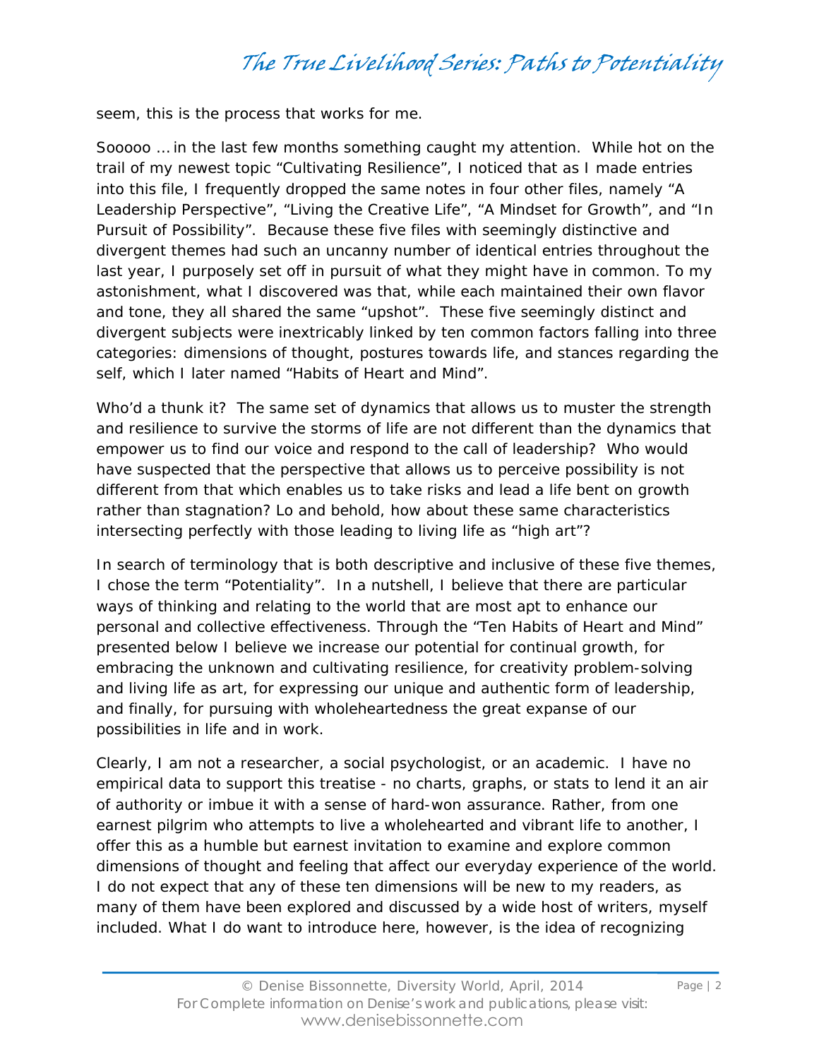seem, this is the process that works for me.

Sooooo … in the last few months something caught my attention. While hot on the trail of my newest topic "Cultivating Resilience", I noticed that as I made entries into this file, I frequently dropped the same notes in four other files, namely "A Leadership Perspective", "Living the Creative Life", "A Mindset for Growth", and "In Pursuit of Possibility". Because these five files with seemingly distinctive and divergent themes had such an uncanny number of identical entries throughout the last year, I purposely set off in pursuit of what they might have in common. To my astonishment, what I discovered was that, while each maintained their own flavor and tone, they all shared the same "upshot". These five seemingly distinct and divergent subjects were inextricably linked by ten common factors falling into three categories: dimensions of thought, postures towards life, and stances regarding the self, which I later named "Habits of Heart and Mind".

Who'd a thunk it? The same set of dynamics that allows us to muster the strength and resilience to survive the storms of life are not different than the dynamics that empower us to find our voice and respond to the call of leadership? Who would have suspected that the perspective that allows us to perceive possibility is not different from that which enables us to take risks and lead a life bent on growth rather than stagnation? Lo and behold, how about these same characteristics intersecting perfectly with those leading to living life as "high art"?

In search of terminology that is both descriptive and inclusive of these five themes, I chose the term "Potentiality". In a nutshell, I believe that there are particular ways of thinking and relating to the world that are most apt to enhance our personal and collective effectiveness. Through the "Ten Habits of Heart and Mind" presented below I believe we increase our potential for continual growth, for embracing the unknown and cultivating resilience, for creativity problem-solving and living life as art, for expressing our unique and authentic form of leadership, and finally, for pursuing with wholeheartedness the great expanse of our possibilities in life and in work.

Clearly, I am not a researcher, a social psychologist, or an academic. I have no empirical data to support this treatise - no charts, graphs, or stats to lend it an air of authority or imbue it with a sense of hard-won assurance. Rather, from one earnest pilgrim who attempts to live a wholehearted and vibrant life to another, I offer this as a humble but earnest invitation to examine and explore common dimensions of thought and feeling that affect our everyday experience of the world. I do not expect that any of these ten dimensions will be new to my readers, as many of them have been explored and discussed by a wide host of writers, myself included. What I do want to introduce here, however, is the idea of recognizing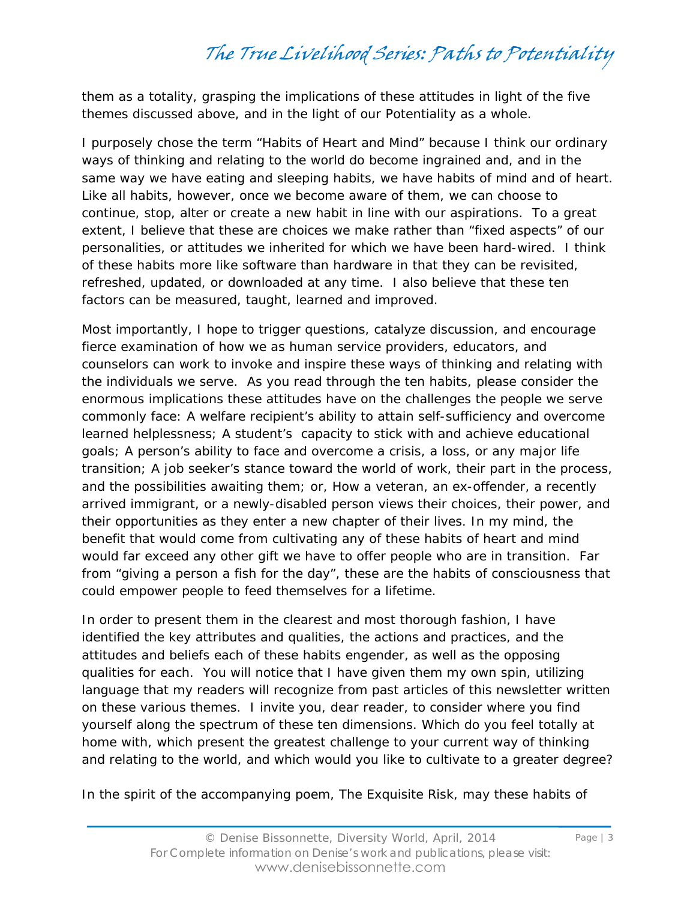them as a totality, grasping the implications of these attitudes in light of the five themes discussed above, and in the light of our Potentiality as a whole.

I purposely chose the term “Habits of Heart and Mind” because I think our ordinary ways of thinking and relating to the world do become ingrained and, and in the same way we have eating and sleeping habits, we have habits of mind and of heart. Like all habits, however, once we become aware of them, we can choose to continue, stop, alter or create a new habit in line with our aspirations. To a great extent, I believe that these are choices we make rather than “fixed aspects” of our personalities, or attitudes we inherited for which we have been hard-wired. I think of these habits more like software than hardware in that they can be revisited, refreshed, updated, or downloaded at any time. I also believe that these ten factors can be measured, taught, learned and improved.

Most importantly, I hope to trigger questions, catalyze discussion, and encourage fierce examination of how we as human service providers, educators, and counselors can work to invoke and inspire these ways of thinking and relating with the individuals we serve. As you read through the ten habits, please consider the enormous implications these attitudes have on the challenges the people we serve commonly face: A welfare recipient’s ability to attain self-sufficiency and overcome learned helplessness; A student’s capacity to stick with and achieve educational goals; A person’s ability to face and overcome a crisis, a loss, or any major life transition; A job seeker’s stance toward the world of work, their part in the process, and the possibilities awaiting them; or, How a veteran, an ex-offender, a recently arrived immigrant, or a newly-disabled person views their choices, their power, and their opportunities as they enter a new chapter of their lives. In my mind, the benefit that would come from cultivating any of these habits of heart and mind would far exceed any other gift we have to offer people who are in transition. Far from “giving a person a fish for the day”, these are the habits of consciousness that could empower people to feed themselves for a lifetime.

In order to present them in the clearest and most thorough fashion, I have identified the key attributes and qualities, the actions and practices, and the attitudes and beliefs each of these habits engender, as well as the opposing qualities for each. You will notice that I have given them my own spin, utilizing language that my readers will recognize from past articles of this newsletter written on these various themes. I invite you, dear reader, to consider where you find yourself along the spectrum of these ten dimensions. Which do you feel totally at home with, which present the greatest challenge to your current way of thinking and relating to the world, and which would you like to cultivate to a greater degree?

In the spirit of the accompanying poem, The Exquisite Risk, may these habits of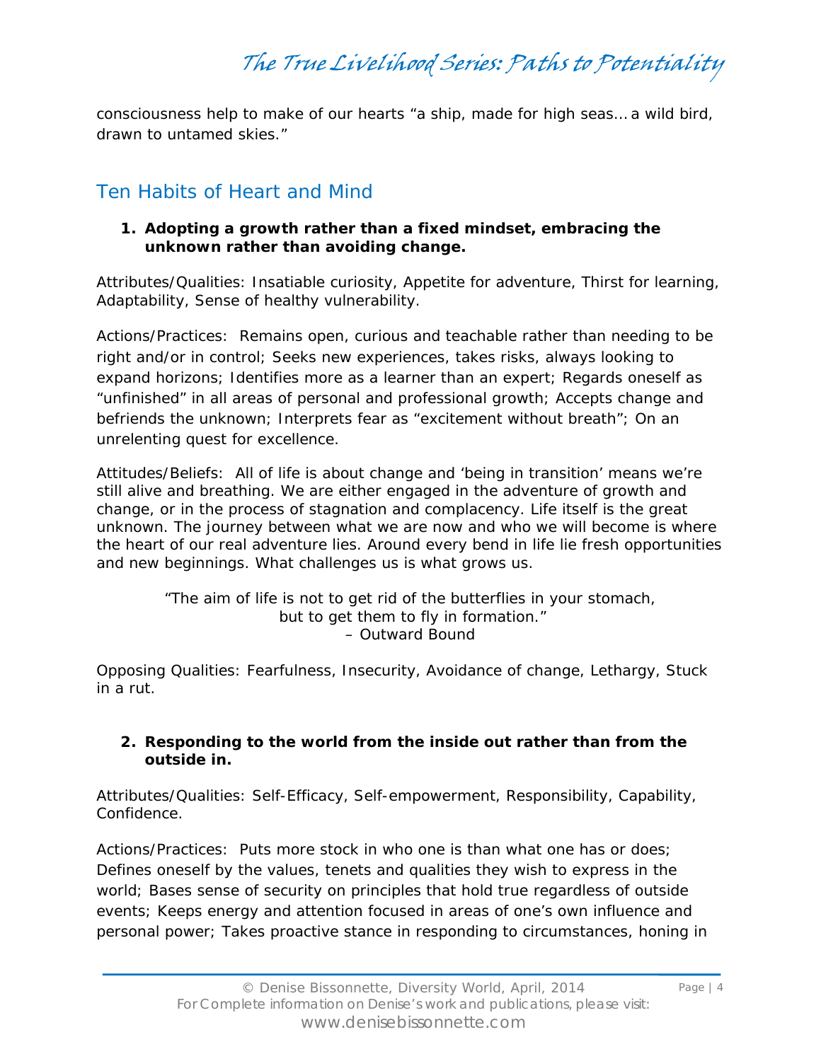consciousness help to make of our hearts "a ship, made for high seas… a wild bird, drawn to untamed skies."

## Ten Habits of Heart and Mind

1. **Adopting a growth rather than a fixed mindset, embracing the unknown rather than avoiding change.**

Attributes/Qualities: Insatiable curiosity, Appetite for adventure, Thirst for learning, Adaptability, Sense of healthy vulnerability.

Actions/Practices: Remains open, curious and teachable rather than needing to be right and/or in control; Seeks new experiences, takes risks, always looking to expand horizons; Identifies more as a learner than an expert; Regards oneself as "unfinished" in all areas of personal and professional growth; Accepts change and befriends the unknown; Interprets fear as "excitement without breath"; On an unrelenting quest for excellence.

Attitudes/Beliefs: All of life is about change and 'being in transition' means we're still alive and breathing. We are either engaged in the adventure of growth and change, or in the process of stagnation and complacency. Life itself is the great unknown. The journey between what we are now and who we will become is where the heart of our real adventure lies. Around every bend in life lie fresh opportunities and new beginnings. What challenges us is what grows us.

> "The aim of life is not to get rid of the butterflies in your stomach,
> but to get them to fly in formation."
> – Outward Bound

Opposing Qualities: Fearfulness, Insecurity, Avoidance of change, Lethargy, Stuck in a rut.

2. **Responding to the world from the inside out rather than from the outside in.**

Attributes/Qualities: Self-Efficacy, Self-empowerment, Responsibility, Capability, Confidence.

Actions/Practices: Puts more stock in who one is than what one has or does; Defines oneself by the values, tenets and qualities they wish to express in the world; Bases sense of security on principles that hold true regardless of outside events; Keeps energy and attention focused in areas of one's own influence and personal power; Takes proactive stance in responding to circumstances, honing in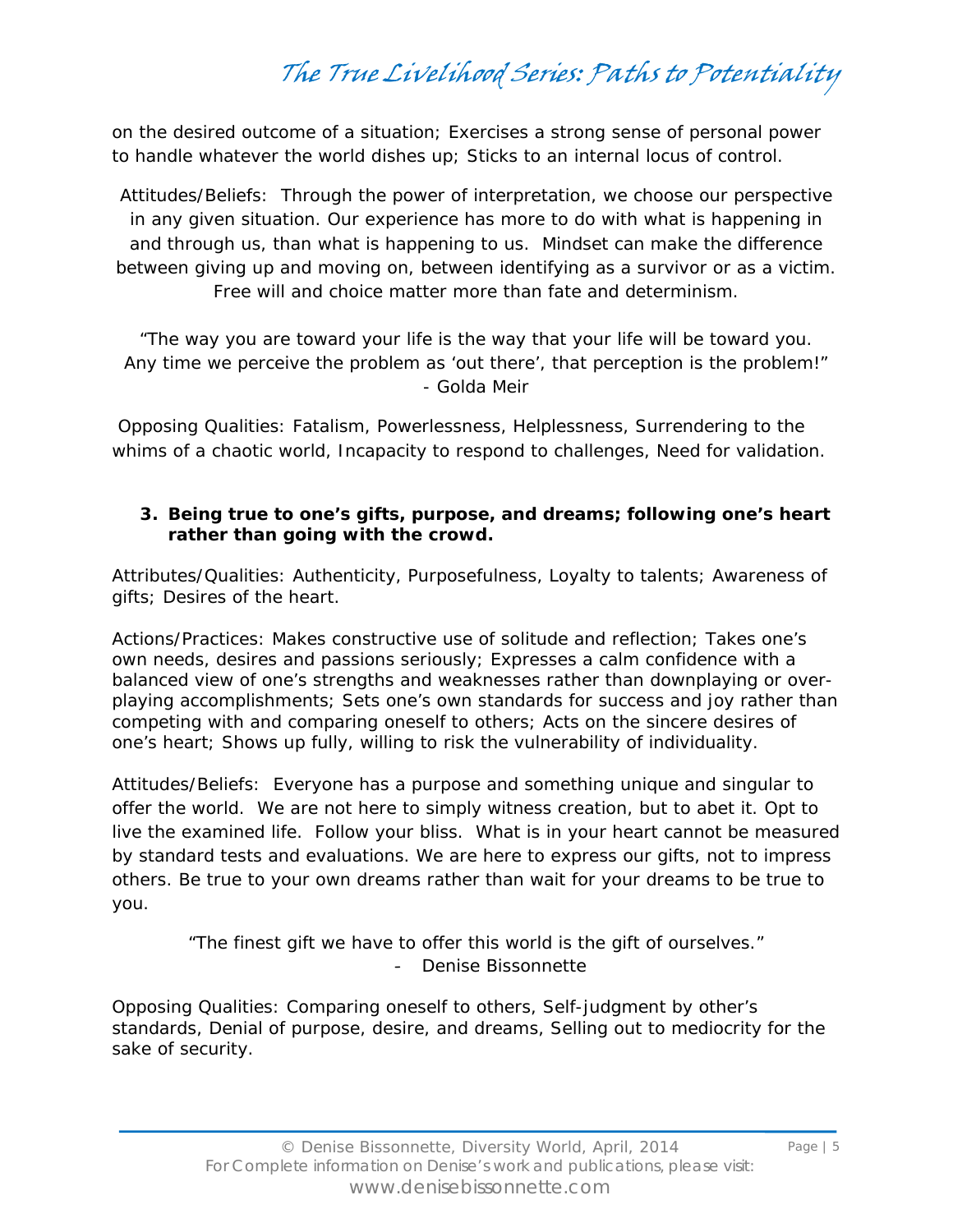on the desired outcome of a situation; Exercises a strong sense of personal power to handle whatever the world dishes up; Sticks to an internal locus of control.

Attitudes/Beliefs: Through the power of interpretation, we choose our perspective in any given situation. Our experience has more to do with what is happening in and through us, than what is happening to us. Mindset can make the difference between giving up and moving on, between identifying as a survivor or as a victim. Free will and choice matter more than fate and determinism.

"The way you are toward your life is the way that your life will be toward you. Any time we perceive the problem as 'out there', that perception is the problem!"
- Golda Meir

Opposing Qualities: Fatalism, Powerlessness, Helplessness, Surrendering to the whims of a chaotic world, Incapacity to respond to challenges, Need for validation.

3. **Being true to one's gifts, purpose, and dreams; following one's heart rather than going with the crowd.**

Attributes/Qualities: Authenticity, Purposefulness, Loyalty to talents; Awareness of gifts; Desires of the heart.

Actions/Practices: Makes constructive use of solitude and reflection; Takes one's own needs, desires and passions seriously; Expresses a calm confidence with a balanced view of one's strengths and weaknesses rather than downplaying or over-playing accomplishments; Sets one's own standards for success and joy rather than competing with and comparing oneself to others; Acts on the sincere desires of one's heart; Shows up fully, willing to risk the vulnerability of individuality.

Attitudes/Beliefs: Everyone has a purpose and something unique and singular to offer the world. We are not here to simply witness creation, but to abet it. Opt to live the examined life. Follow your bliss. What is in your heart cannot be measured by standard tests and evaluations. We are here to express our gifts, not to impress others. Be true to your own dreams rather than wait for your dreams to be true to you.

"The finest gift we have to offer this world is the gift of ourselves."
- Denise Bissonnette

Opposing Qualities: Comparing oneself to others, Self-judgment by other's standards, Denial of purpose, desire, and dreams, Selling out to mediocrity for the sake of security.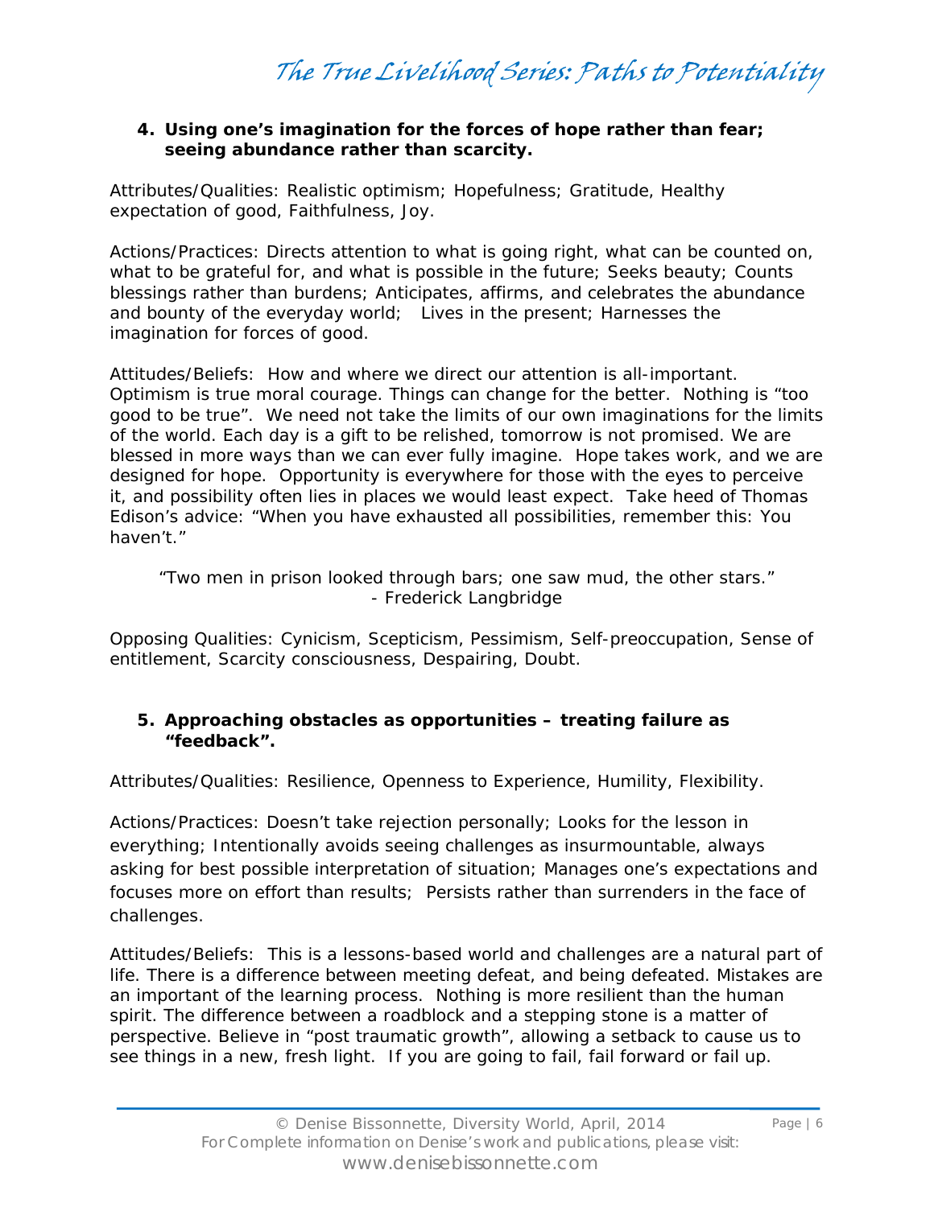**4. Using one's imagination for the forces of hope rather than fear; seeing abundance rather than scarcity.**

Attributes/Qualities: Realistic optimism; Hopefulness; Gratitude, Healthy expectation of good, Faithfulness, Joy.

Actions/Practices: Directs attention to what is going right, what can be counted on, what to be grateful for, and what is possible in the future; Seeks beauty; Counts blessings rather than burdens; Anticipates, affirms, and celebrates the abundance and bounty of the everyday world; Lives in the present; Harnesses the imagination for forces of good.

Attitudes/Beliefs: How and where we direct our attention is all-important. Optimism is true moral courage. Things can change for the better. Nothing is "too good to be true". We need not take the limits of our own imaginations for the limits of the world. Each day is a gift to be relished, tomorrow is not promised. We are blessed in more ways than we can ever fully imagine. Hope takes work, and we are designed for hope. Opportunity is everywhere for those with the eyes to perceive it, and possibility often lies in places we would least expect. Take heed of Thomas Edison's advice: "When you have exhausted all possibilities, remember this: You haven't."

> "Two men in prison looked through bars; one saw mud, the other stars."
> - Frederick Langbridge

Opposing Qualities: Cynicism, Scepticism, Pessimism, Self-preoccupation, Sense of entitlement, Scarcity consciousness, Despairing, Doubt.

**5. Approaching obstacles as opportunities – treating failure as "feedback".**

Attributes/Qualities: Resilience, Openness to Experience, Humility, Flexibility.

Actions/Practices: Doesn't take rejection personally; Looks for the lesson in everything; Intentionally avoids seeing challenges as insurmountable, always asking for best possible interpretation of situation; Manages one's expectations and focuses more on effort than results; Persists rather than surrenders in the face of challenges.

Attitudes/Beliefs: This is a lessons-based world and challenges are a natural part of life. There is a difference between meeting defeat, and being defeated. Mistakes are an important of the learning process. Nothing is more resilient than the human spirit. The difference between a roadblock and a stepping stone is a matter of perspective. Believe in "post traumatic growth", allowing a setback to cause us to see things in a new, fresh light. If you are going to fail, fail forward or fail up.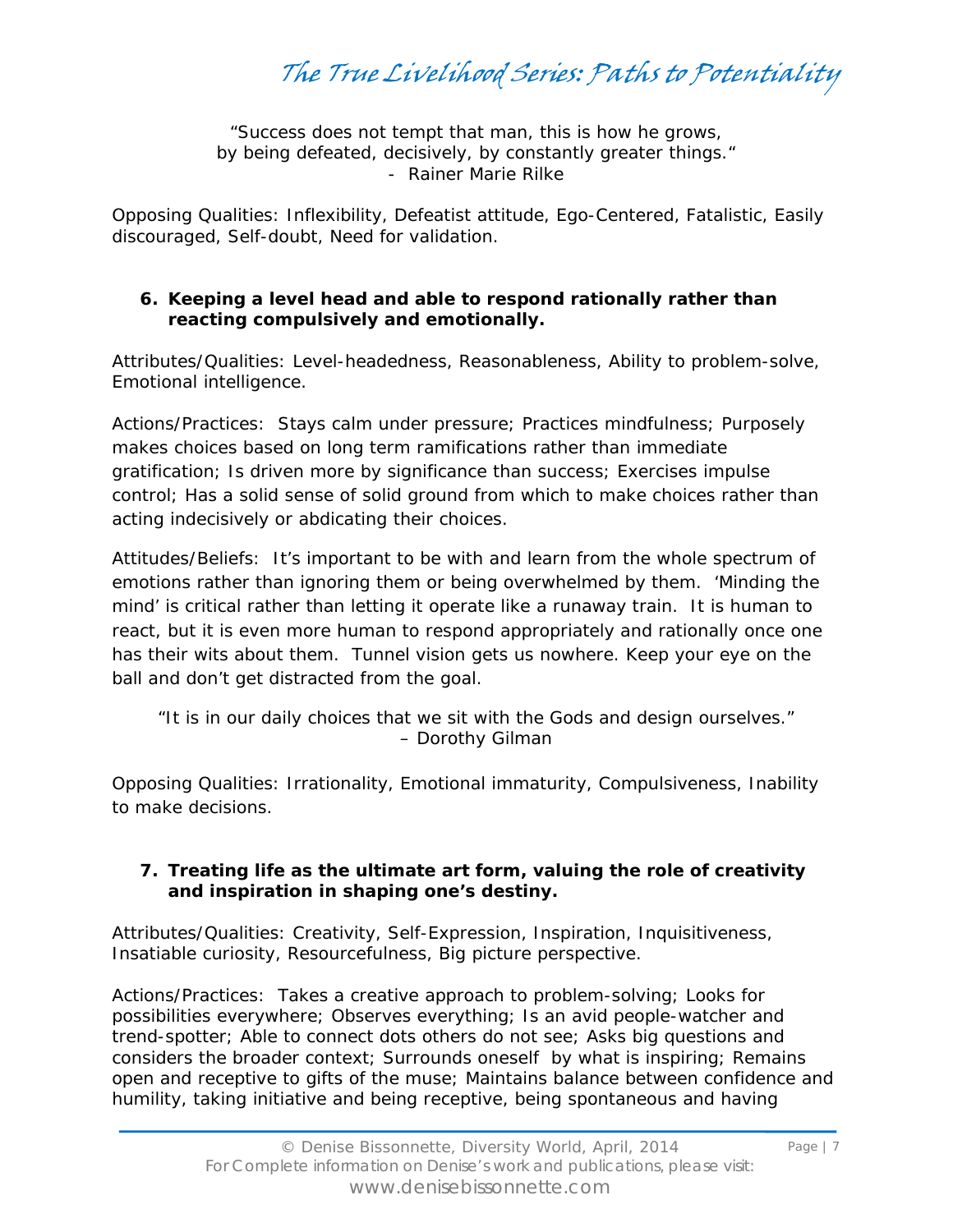"Success does not tempt that man, this is how he grows,
by being defeated, decisively, by constantly greater things."
- Rainer Marie Rilke

Opposing Qualities: Inflexibility, Defeatist attitude, Ego-Centered, Fatalistic, Easily discouraged, Self-doubt, Need for validation.

**6. Keeping a level head and able to respond rationally rather than reacting compulsively and emotionally.**

Attributes/Qualities: Level-headedness, Reasonableness, Ability to problem-solve, Emotional intelligence.

Actions/Practices: Stays calm under pressure; Practices mindfulness; Purposely makes choices based on long term ramifications rather than immediate gratification; Is driven more by significance than success; Exercises impulse control; Has a solid sense of solid ground from which to make choices rather than acting indecisively or abdicating their choices.

Attitudes/Beliefs: It's important to be with and learn from the whole spectrum of emotions rather than ignoring them or being overwhelmed by them. 'Minding the mind' is critical rather than letting it operate like a runaway train. It is human to react, but it is even more human to respond appropriately and rationally once one has their wits about them. Tunnel vision gets us nowhere. Keep your eye on the ball and don't get distracted from the goal.

"It is in our daily choices that we sit with the Gods and design ourselves."
– Dorothy Gilman

Opposing Qualities: Irrationality, Emotional immaturity, Compulsiveness, Inability to make decisions.

**7. Treating life as the ultimate art form, valuing the role of creativity and inspiration in shaping one's destiny.**

Attributes/Qualities: Creativity, Self-Expression, Inspiration, Inquisitiveness, Insatiable curiosity, Resourcefulness, Big picture perspective.

Actions/Practices: Takes a creative approach to problem-solving; Looks for possibilities everywhere; Observes everything; Is an avid people-watcher and trend-spotter; Able to connect dots others do not see; Asks big questions and considers the broader context; Surrounds oneself by what is inspiring; Remains open and receptive to gifts of the muse; Maintains balance between confidence and humility, taking initiative and being receptive, being spontaneous and having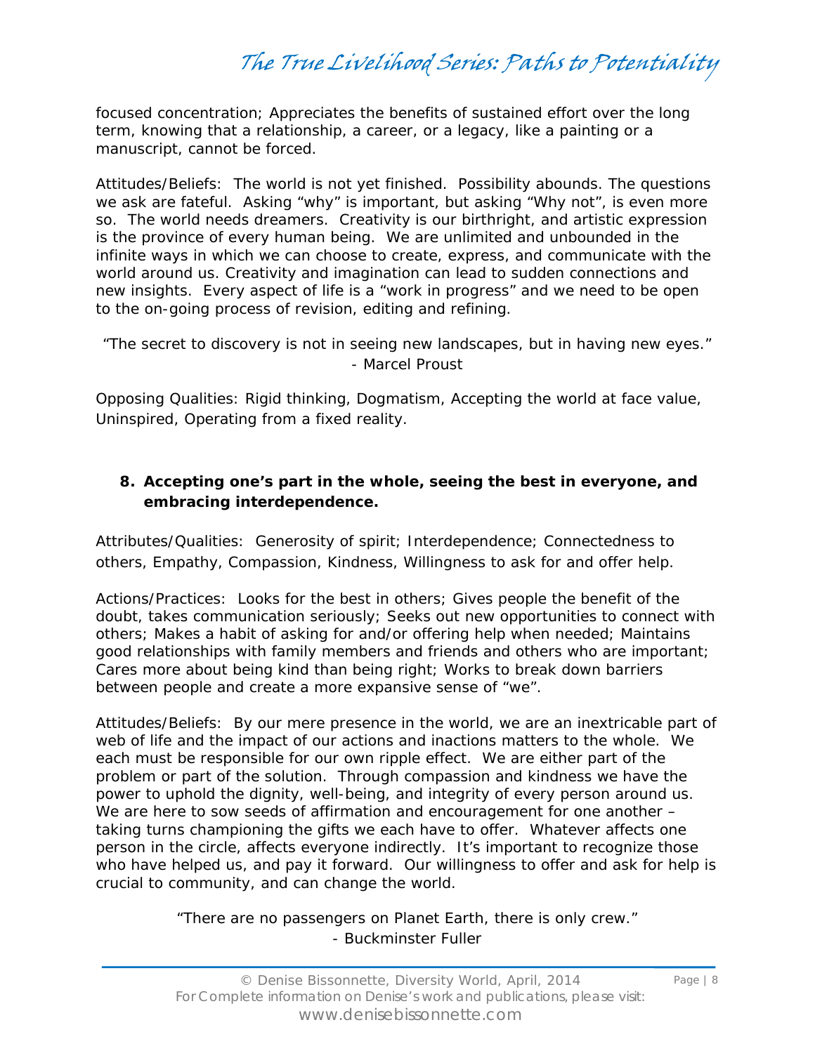focused concentration; Appreciates the benefits of sustained effort over the long term, knowing that a relationship, a career, or a legacy, like a painting or a manuscript, cannot be forced.

Attitudes/Beliefs: The world is not yet finished. Possibility abounds. The questions we ask are fateful. Asking "why" is important, but asking "Why not", is even more so. The world needs dreamers. Creativity is our birthright, and artistic expression is the province of every human being. We are unlimited and unbounded in the infinite ways in which we can choose to create, express, and communicate with the world around us. Creativity and imagination can lead to sudden connections and new insights. Every aspect of life is a "work in progress" and we need to be open to the on-going process of revision, editing and refining.

"The secret to discovery is not in seeing new landscapes, but in having new eyes."
- Marcel Proust

Opposing Qualities: Rigid thinking, Dogmatism, Accepting the world at face value, Uninspired, Operating from a fixed reality.

**8. Accepting one's part in the whole, seeing the best in everyone, and embracing interdependence.**

Attributes/Qualities: Generosity of spirit; Interdependence; Connectedness to others, Empathy, Compassion, Kindness, Willingness to ask for and offer help.

Actions/Practices: Looks for the best in others; Gives people the benefit of the doubt, takes communication seriously; Seeks out new opportunities to connect with others; Makes a habit of asking for and/or offering help when needed; Maintains good relationships with family members and friends and others who are important; Cares more about being kind than being right; Works to break down barriers between people and create a more expansive sense of "we".

Attitudes/Beliefs: By our mere presence in the world, we are an inextricable part of web of life and the impact of our actions and inactions matters to the whole. We each must be responsible for our own ripple effect. We are either part of the problem or part of the solution. Through compassion and kindness we have the power to uphold the dignity, well-being, and integrity of every person around us. We are here to sow seeds of affirmation and encouragement for one another – taking turns championing the gifts we each have to offer. Whatever affects one person in the circle, affects everyone indirectly. It's important to recognize those who have helped us, and pay it forward. Our willingness to offer and ask for help is crucial to community, and can change the world.

"There are no passengers on Planet Earth, there is only crew."
- Buckminster Fuller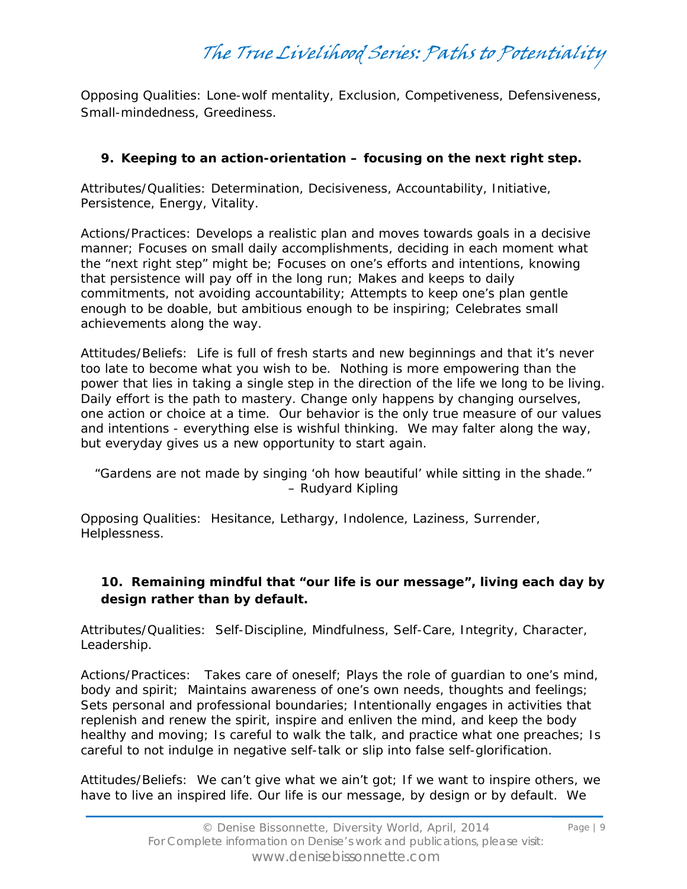Opposing Qualities: Lone-wolf mentality, Exclusion, Competiveness, Defensiveness, Small-mindedness, Greediness.

**9. Keeping to an action-orientation – focusing on the next right step.**

Attributes/Qualities: Determination, Decisiveness, Accountability, Initiative, Persistence, Energy, Vitality.

Actions/Practices: Develops a realistic plan and moves towards goals in a decisive manner; Focuses on small daily accomplishments, deciding in each moment what the "next right step" might be; Focuses on one's efforts and intentions, knowing that persistence will pay off in the long run; Makes and keeps to daily commitments, not avoiding accountability; Attempts to keep one's plan gentle enough to be doable, but ambitious enough to be inspiring; Celebrates small achievements along the way.

Attitudes/Beliefs: Life is full of fresh starts and new beginnings and that it's never too late to become what you wish to be. Nothing is more empowering than the power that lies in taking a single step in the direction of the life we long to be living. Daily effort is the path to mastery. Change only happens by changing ourselves, one action or choice at a time. Our behavior is the only true measure of our values and intentions - everything else is wishful thinking. We may falter along the way, but everyday gives us a new opportunity to start again.

"Gardens are not made by singing 'oh how beautiful' while sitting in the shade."
– Rudyard Kipling

Opposing Qualities: Hesitance, Lethargy, Indolence, Laziness, Surrender, Helplessness.

**10. Remaining mindful that "our life is our message", living each day by design rather than by default.**

Attributes/Qualities: Self-Discipline, Mindfulness, Self-Care, Integrity, Character, Leadership.

Actions/Practices: Takes care of oneself; Plays the role of guardian to one's mind, body and spirit; Maintains awareness of one's own needs, thoughts and feelings; Sets personal and professional boundaries; Intentionally engages in activities that replenish and renew the spirit, inspire and enliven the mind, and keep the body healthy and moving; Is careful to walk the talk, and practice what one preaches; Is careful to not indulge in negative self-talk or slip into false self-glorification.

Attitudes/Beliefs: We can't give what we ain't got; If we want to inspire others, we have to live an inspired life. Our life is our message, by design or by default. We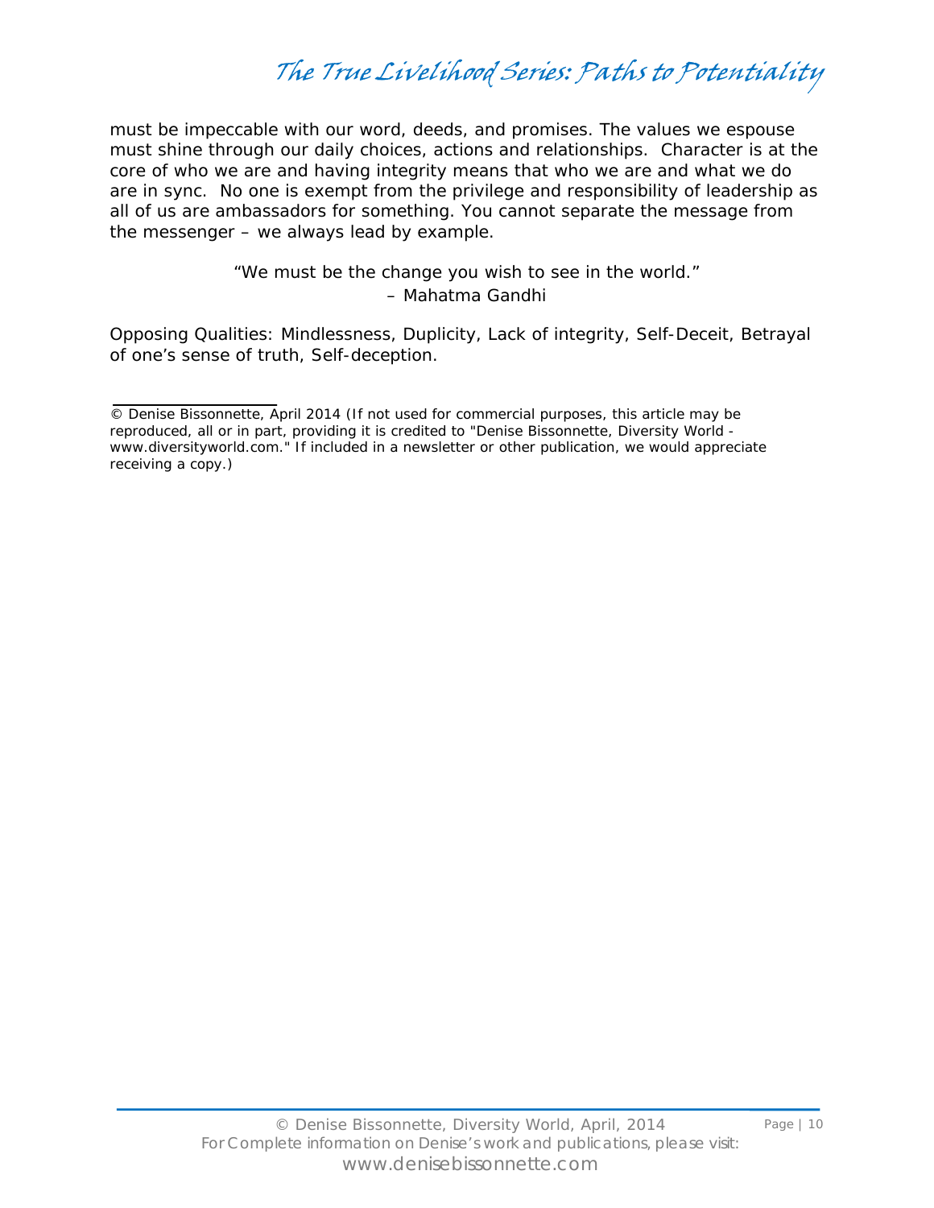must be impeccable with our word, deeds, and promises. The values we espouse must shine through our daily choices, actions and relationships. Character is at the core of who we are and having integrity means that who we are and what we do are in sync. No one is exempt from the privilege and responsibility of leadership as all of us are ambassadors for something. You cannot separate the message from the messenger – we always lead by example.

> "We must be the change you wish to see in the world."
> – Mahatma Gandhi

Opposing Qualities: Mindlessness, Duplicity, Lack of integrity, Self-Deceit, Betrayal of one's sense of truth, Self-deception.

---

© Denise Bissonnette, April 2014 (If not used for commercial purposes, this article may be reproduced, all or in part, providing it is credited to "Denise Bissonnette, Diversity World - www.diversityworld.com." If included in a newsletter or other publication, we would appreciate receiving a copy.)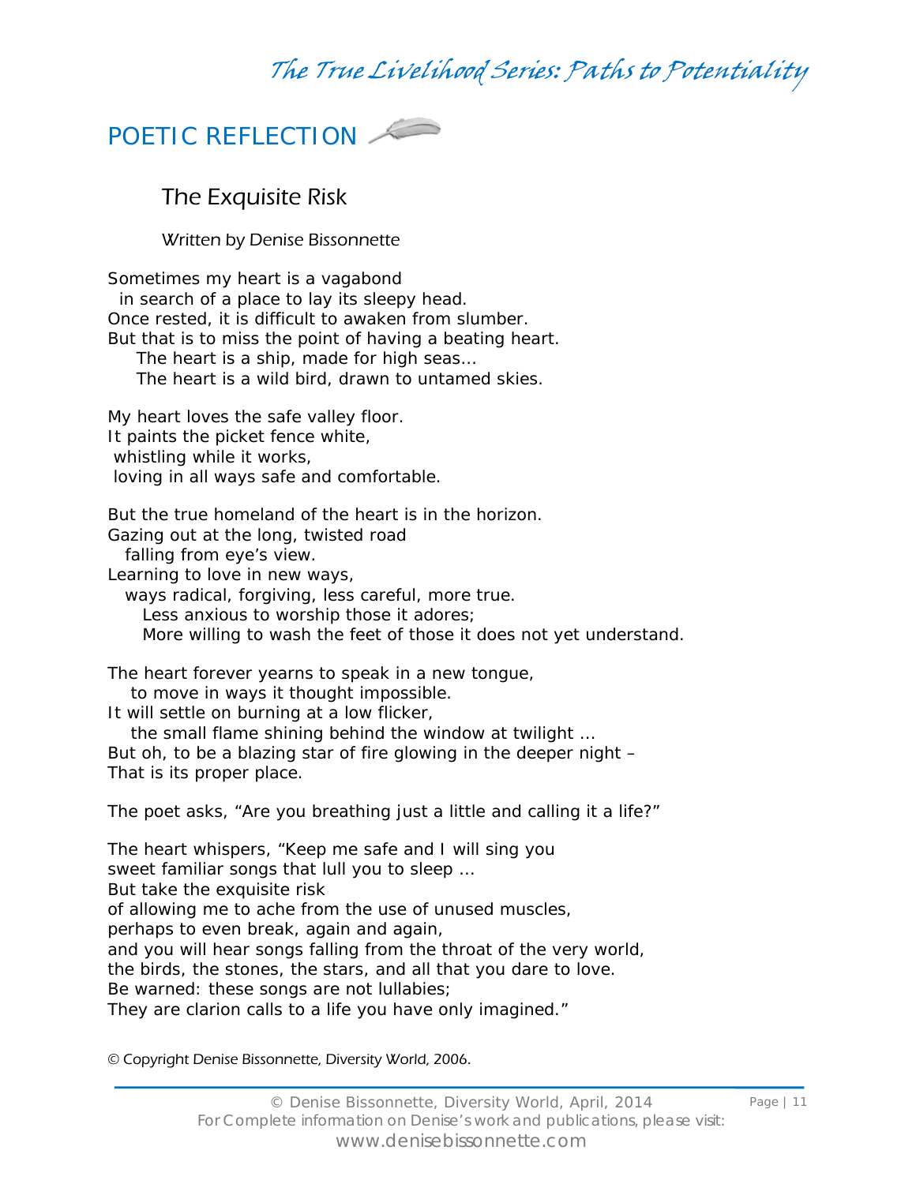## POETIC REFLECTION

### The Exquisite Risk

*Written by Denise Bissonnette*

Sometimes my heart is a vagabond
in search of a place to lay its sleepy head.
Once rested, it is difficult to awaken from slumber.
But that is to miss the point of having a beating heart.
The heart is a ship, made for high seas…
The heart is a wild bird, drawn to untamed skies.

My heart loves the safe valley floor.
It paints the picket fence white,
whistling while it works,
loving in all ways safe and comfortable.

But the true homeland of the heart is in the horizon.
Gazing out at the long, twisted road
falling from eye's view.
Learning to love in new ways,
ways radical, forgiving, less careful, more true.
Less anxious to worship those it adores;
More willing to wash the feet of those it does not yet understand.

The heart forever yearns to speak in a new tongue,
to move in ways it thought impossible.
It will settle on burning at a low flicker,
the small flame shining behind the window at twilight …
But oh, to be a blazing star of fire glowing in the deeper night –
That is its proper place.

The poet asks, "Are you breathing just a little and calling it a life?"

The heart whispers, "Keep me safe and I will sing you
sweet familiar songs that lull you to sleep …
But take the exquisite risk
of allowing me to ache from the use of unused muscles,
perhaps to even break, again and again,
and you will hear songs falling from the throat of the very world,
the birds, the stones, the stars, and all that you dare to love.
Be warned: these songs are not lullabies;
They are clarion calls to a life you have only imagined."

© Copyright Denise Bissonnette, Diversity World, 2006.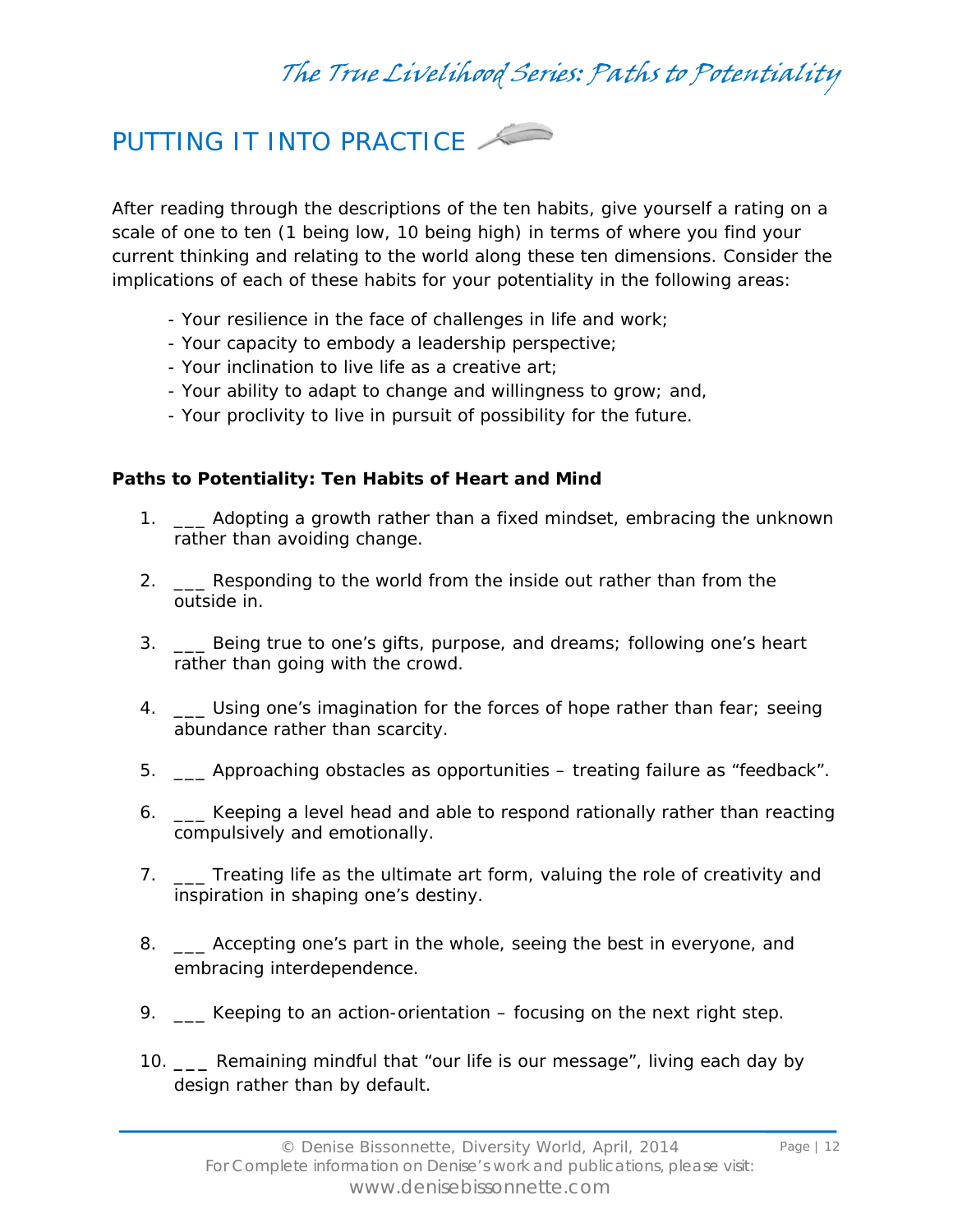## PUTTING IT INTO PRACTICE

After reading through the descriptions of the ten habits, give yourself a rating on a scale of one to ten (1 being low, 10 being high) in terms of where you find your current thinking and relating to the world along these ten dimensions. Consider the implications of each of these habits for your potentiality in the following areas:

- Your resilience in the face of challenges in life and work;
- Your capacity to embody a leadership perspective;
- Your inclination to live life as a creative art;
- Your ability to adapt to change and willingness to grow; and,
- Your proclivity to live in pursuit of possibility for the future.

**Paths to Potentiality: Ten Habits of Heart and Mind**

1. ___ Adopting a growth rather than a fixed mindset, embracing the unknown rather than avoiding change.
2. ___ Responding to the world from the inside out rather than from the outside in.
3. ___ Being true to one's gifts, purpose, and dreams; following one's heart rather than going with the crowd.
4. ___ Using one's imagination for the forces of hope rather than fear; seeing abundance rather than scarcity.
5. ___ Approaching obstacles as opportunities – treating failure as "feedback".
6. ___ Keeping a level head and able to respond rationally rather than reacting compulsively and emotionally.
7. ___ Treating life as the ultimate art form, valuing the role of creativity and inspiration in shaping one's destiny.
8. ___ Accepting one's part in the whole, seeing the best in everyone, and embracing interdependence.
9. ___ Keeping to an action-orientation – focusing on the next right step.
10. ___ Remaining mindful that "our life is our message", living each day by design rather than by default.